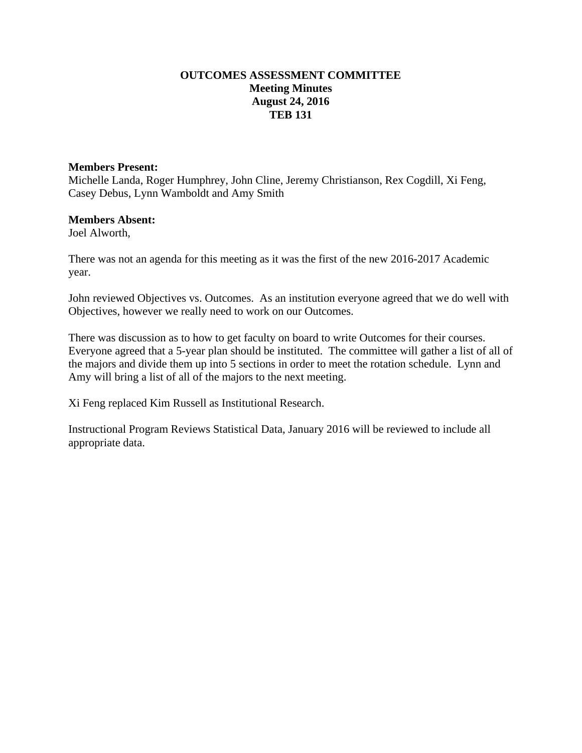# OUTCOMES ASSESSMENT COMMITTEE
## Meeting Minutes
## August 24, 2016
## TEB 131

**Members Present:**
Michelle Landa, Roger Humphrey, John Cline, Jeremy Christianson, Rex Cogdill, Xi Feng, Casey Debus, Lynn Wamboldt and Amy Smith

**Members Absent:**
Joel Alworth,

There was not an agenda for this meeting as it was the first of the new 2016-2017 Academic year.

John reviewed Objectives vs. Outcomes. As an institution everyone agreed that we do well with Objectives, however we really need to work on our Outcomes.

There was discussion as to how to get faculty on board to write Outcomes for their courses. Everyone agreed that a 5-year plan should be instituted. The committee will gather a list of all of the majors and divide them up into 5 sections in order to meet the rotation schedule. Lynn and Amy will bring a list of all of the majors to the next meeting.

Xi Feng replaced Kim Russell as Institutional Research.

Instructional Program Reviews Statistical Data, January 2016 will be reviewed to include all appropriate data.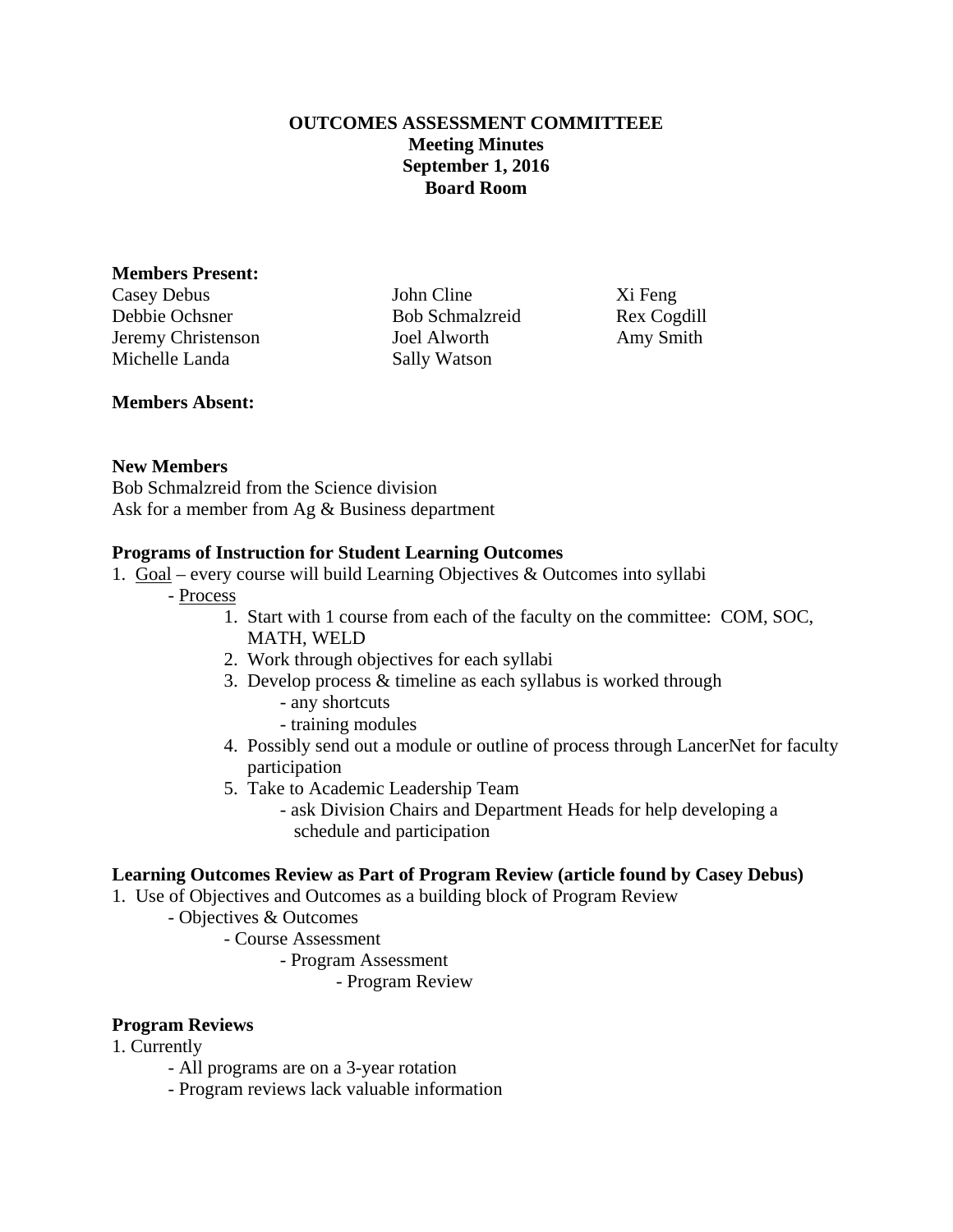**OUTCOMES ASSESSMENT COMMITTEEE**
**Meeting Minutes**
**September 1, 2016**
**Board Room**

**Members Present:**

| | | |
|---|---|---|
| Casey Debus | John Cline | Xi Feng |
| Debbie Ochsner | Bob Schmalzreid | Rex Cogdill |
| Jeremy Christenson | Joel Alworth | Amy Smith |
| Michelle Landa | Sally Watson | |

**Members Absent:**

**New Members**

Bob Schmalzreid from the Science division
Ask for a member from Ag & Business department

**Programs of Instruction for Student Learning Outcomes**

1. Goal – every course will build Learning Objectives & Outcomes into syllabi
   - Process
     1. Start with 1 course from each of the faculty on the committee: COM, SOC, MATH, WELD
     2. Work through objectives for each syllabi
     3. Develop process & timeline as each syllabus is worked through
        - any shortcuts
        - training modules
     4. Possibly send out a module or outline of process through LancerNet for faculty participation
     5. Take to Academic Leadership Team
        - ask Division Chairs and Department Heads for help developing a schedule and participation

**Learning Outcomes Review as Part of Program Review (article found by Casey Debus)**

1. Use of Objectives and Outcomes as a building block of Program Review
   - Objectives & Outcomes
     - Course Assessment
       - Program Assessment
         - Program Review

**Program Reviews**

1. Currently
   - All programs are on a 3-year rotation
   - Program reviews lack valuable information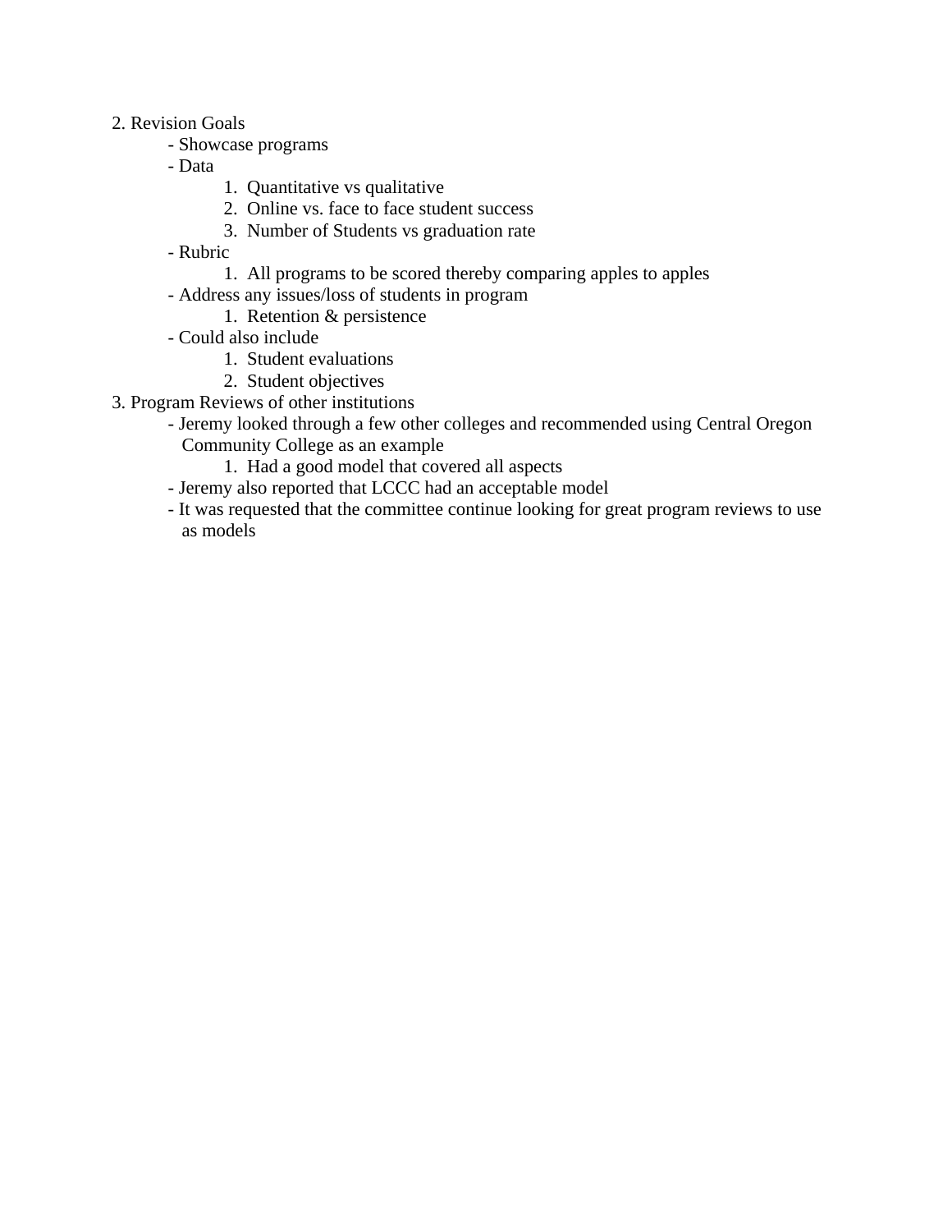2. Revision Goals
    - Showcase programs
    - Data
        1. Quantitative vs qualitative
        2. Online vs. face to face student success
        3. Number of Students vs graduation rate
    - Rubric
        1. All programs to be scored thereby comparing apples to apples
    - Address any issues/loss of students in program
        1. Retention & persistence
    - Could also include
        1. Student evaluations
        2. Student objectives
3. Program Reviews of other institutions
    - Jeremy looked through a few other colleges and recommended using Central Oregon Community College as an example
        1. Had a good model that covered all aspects
    - Jeremy also reported that LCCC had an acceptable model
    - It was requested that the committee continue looking for great program reviews to use as models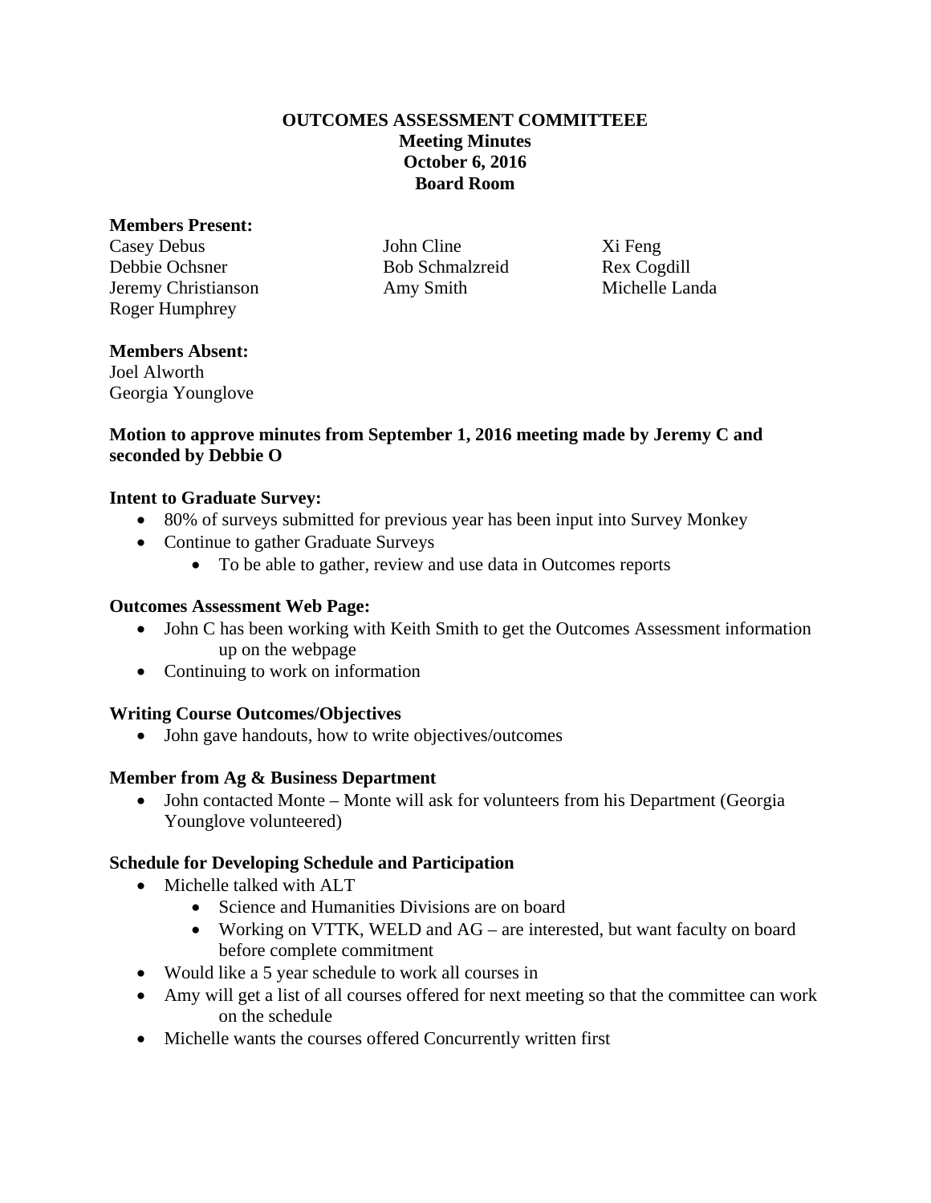**OUTCOMES ASSESSMENT COMMITTEEE**
**Meeting Minutes**
**October 6, 2016**
**Board Room**

**Members Present:**

Casey Debus
Debbie Ochsner
Jeremy Christianson
Roger Humphrey
John Cline
Bob Schmalzreid
Amy Smith
Xi Feng
Rex Cogdill
Michelle Landa

**Members Absent:**

Joel Alworth
Georgia Younglove

**Motion to approve minutes from September 1, 2016 meeting made by Jeremy C and seconded by Debbie O**

**Intent to Graduate Survey:**

- 80% of surveys submitted for previous year has been input into Survey Monkey
- Continue to gather Graduate Surveys
    - To be able to gather, review and use data in Outcomes reports

**Outcomes Assessment Web Page:**

- John C has been working with Keith Smith to get the Outcomes Assessment information up on the webpage
- Continuing to work on information

**Writing Course Outcomes/Objectives**

- John gave handouts, how to write objectives/outcomes

**Member from Ag & Business Department**

- John contacted Monte – Monte will ask for volunteers from his Department (Georgia Younglove volunteered)

**Schedule for Developing Schedule and Participation**

- Michelle talked with ALT
    - Science and Humanities Divisions are on board
    - Working on VTTK, WELD and AG – are interested, but want faculty on board before complete commitment
- Would like a 5 year schedule to work all courses in
- Amy will get a list of all courses offered for next meeting so that the committee can work on the schedule
- Michelle wants the courses offered Concurrently written first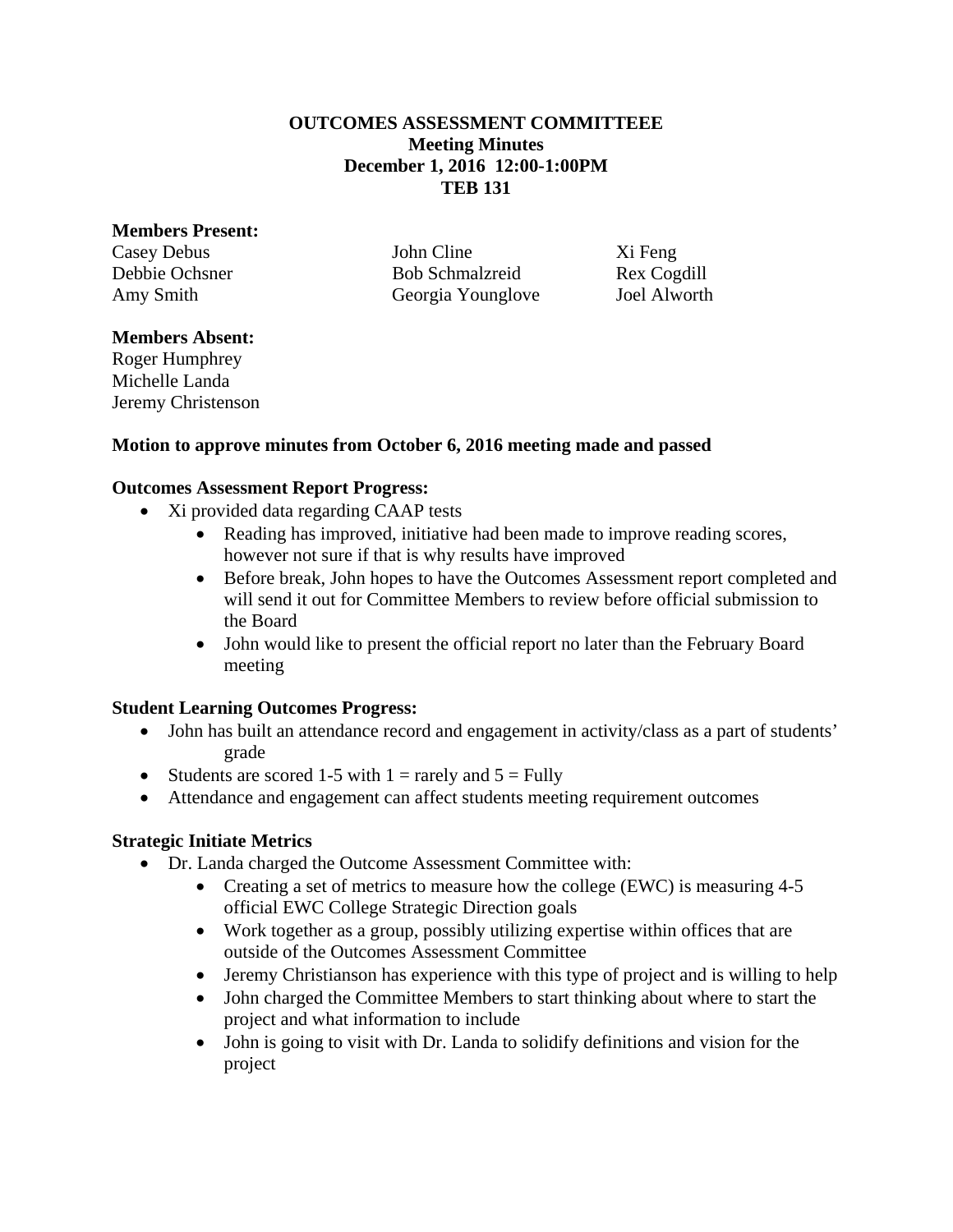**OUTCOMES ASSESSMENT COMMITTEEE**
**Meeting Minutes**
**December 1, 2016 12:00-1:00PM**
**TEB 131**

**Members Present:**

| | | |
|---|---|---|
| Casey Debus | John Cline | Xi Feng |
| Debbie Ochsner | Bob Schmalzreid | Rex Cogdill |
| Amy Smith | Georgia Younglove | Joel Alworth |

**Members Absent:**
Roger Humphrey
Michelle Landa
Jeremy Christenson

**Motion to approve minutes from October 6, 2016 meeting made and passed**

**Outcomes Assessment Report Progress:**

- Xi provided data regarding CAAP tests
    - Reading has improved, initiative had been made to improve reading scores, however not sure if that is why results have improved
    - Before break, John hopes to have the Outcomes Assessment report completed and will send it out for Committee Members to review before official submission to the Board
    - John would like to present the official report no later than the February Board meeting

**Student Learning Outcomes Progress:**

- John has built an attendance record and engagement in activity/class as a part of students' grade
- Students are scored 1-5 with 1 = rarely and 5 = Fully
- Attendance and engagement can affect students meeting requirement outcomes

**Strategic Initiate Metrics**

- Dr. Landa charged the Outcome Assessment Committee with:
    - Creating a set of metrics to measure how the college (EWC) is measuring 4-5 official EWC College Strategic Direction goals
    - Work together as a group, possibly utilizing expertise within offices that are outside of the Outcomes Assessment Committee
    - Jeremy Christianson has experience with this type of project and is willing to help
    - John charged the Committee Members to start thinking about where to start the project and what information to include
    - John is going to visit with Dr. Landa to solidify definitions and vision for the project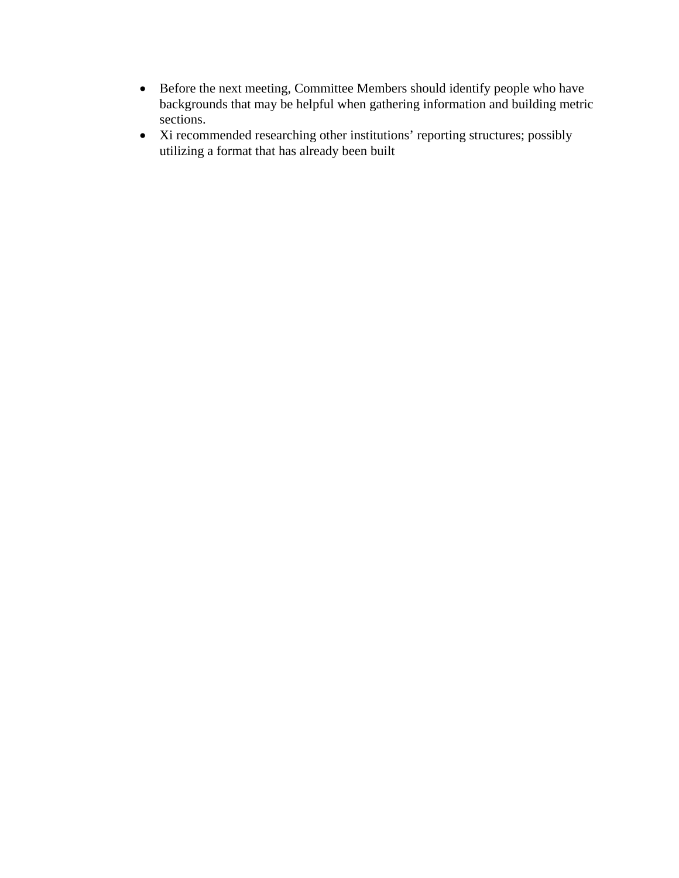- Before the next meeting, Committee Members should identify people who have backgrounds that may be helpful when gathering information and building metric sections.
- Xi recommended researching other institutions’ reporting structures; possibly utilizing a format that has already been built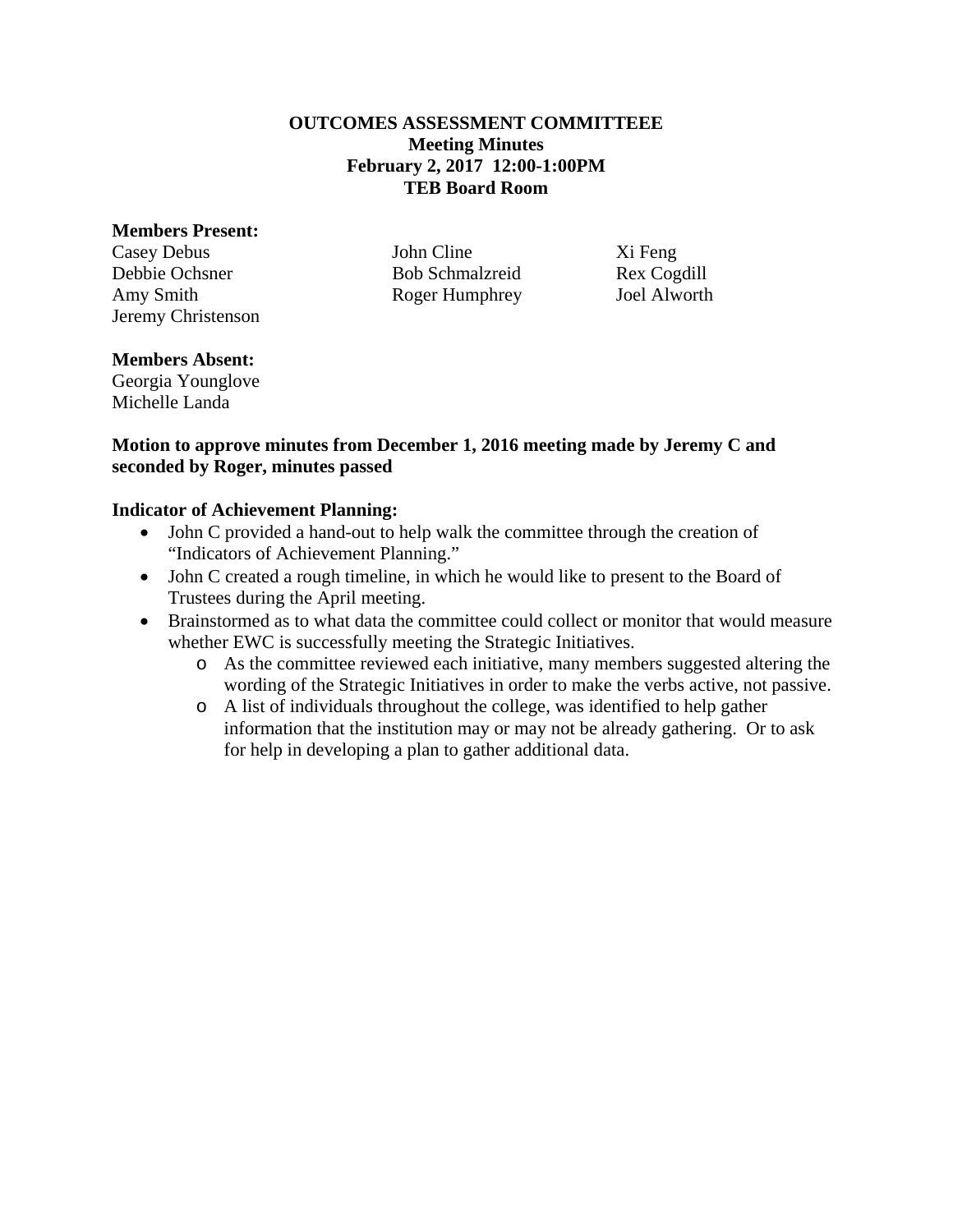**OUTCOMES ASSESSMENT COMMITTEEE**
**Meeting Minutes**
**February 2, 2017 12:00-1:00PM**
**TEB Board Room**

**Members Present:**

Casey Debus
Debbie Ochsner
Amy Smith
Jeremy Christenson
John Cline
Bob Schmalzreid
Roger Humphrey
Xi Feng
Rex Cogdill
Joel Alworth

**Members Absent:**

Georgia Younglove
Michelle Landa

**Motion to approve minutes from December 1, 2016 meeting made by Jeremy C and seconded by Roger, minutes passed**

**Indicator of Achievement Planning:**

- John C provided a hand-out to help walk the committee through the creation of "Indicators of Achievement Planning."
- John C created a rough timeline, in which he would like to present to the Board of Trustees during the April meeting.
- Brainstormed as to what data the committee could collect or monitor that would measure whether EWC is successfully meeting the Strategic Initiatives.
  - As the committee reviewed each initiative, many members suggested altering the wording of the Strategic Initiatives in order to make the verbs active, not passive.
  - A list of individuals throughout the college, was identified to help gather information that the institution may or may not be already gathering. Or to ask for help in developing a plan to gather additional data.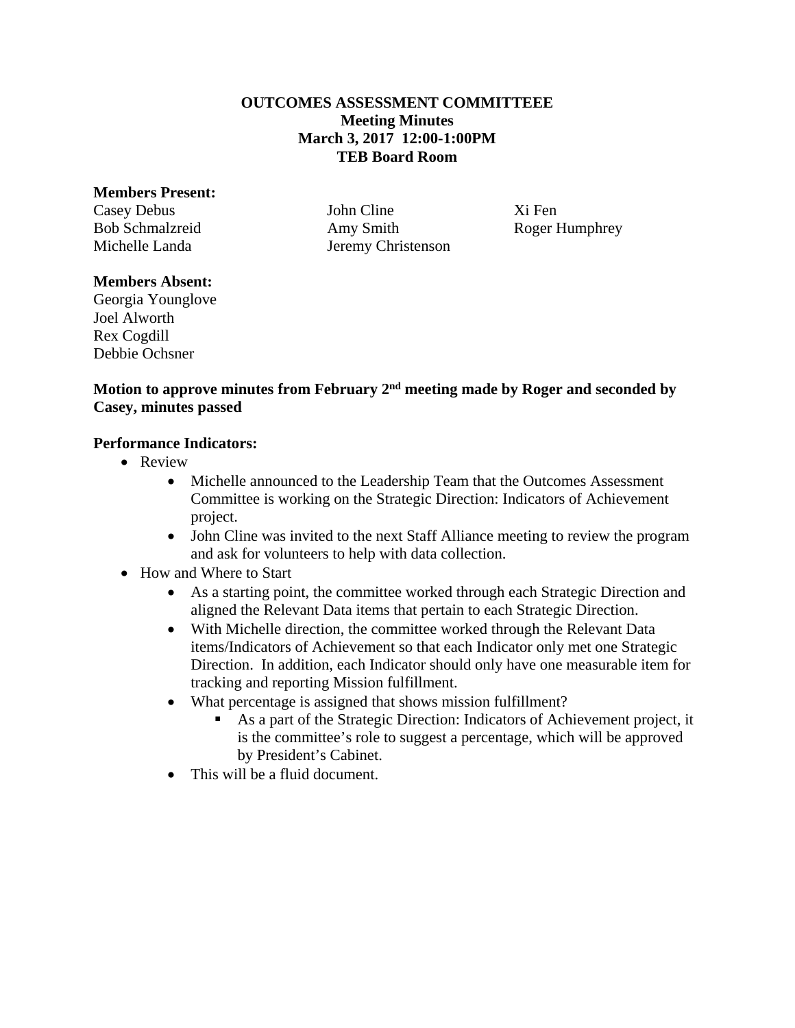**OUTCOMES ASSESSMENT COMMITTEEE**
**Meeting Minutes**
**March 3, 2017 12:00-1:00PM**
**TEB Board Room**

**Members Present:**

Casey Debus
Bob Schmalzreid
Michelle Landa
John Cline
Amy Smith
Jeremy Christenson
Xi Fen
Roger Humphrey

**Members Absent:**

Georgia Younglove
Joel Alworth
Rex Cogdill
Debbie Ochsner

**Motion to approve minutes from February 2nd meeting made by Roger and seconded by Casey, minutes passed**

**Performance Indicators:**

- Review
  - Michelle announced to the Leadership Team that the Outcomes Assessment Committee is working on the Strategic Direction: Indicators of Achievement project.
  - John Cline was invited to the next Staff Alliance meeting to review the program and ask for volunteers to help with data collection.
- How and Where to Start
  - As a starting point, the committee worked through each Strategic Direction and aligned the Relevant Data items that pertain to each Strategic Direction.
  - With Michelle direction, the committee worked through the Relevant Data items/Indicators of Achievement so that each Indicator only met one Strategic Direction. In addition, each Indicator should only have one measurable item for tracking and reporting Mission fulfillment.
  - What percentage is assigned that shows mission fulfillment?
    - As a part of the Strategic Direction: Indicators of Achievement project, it is the committee's role to suggest a percentage, which will be approved by President's Cabinet.
  - This will be a fluid document.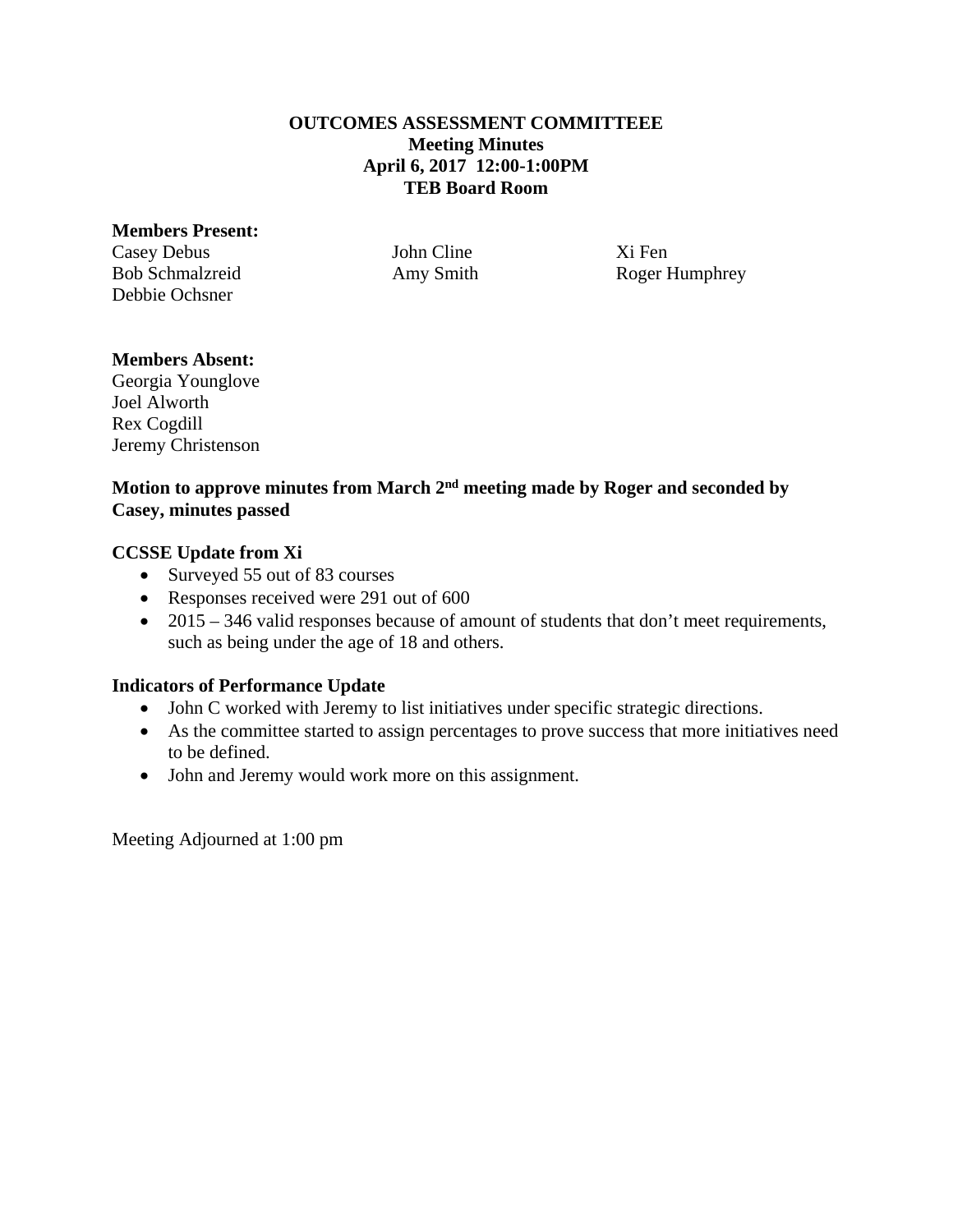**OUTCOMES ASSESSMENT COMMITTEEE**
**Meeting Minutes**
**April 6, 2017 12:00-1:00PM**
**TEB Board Room**

**Members Present:**

Casey Debus
John Cline
Xi Fen
Bob Schmalzreid
Amy Smith
Roger Humphrey
Debbie Ochsner

**Members Absent:**

Georgia Younglove
Joel Alworth
Rex Cogdill
Jeremy Christenson

**Motion to approve minutes from March 2nd meeting made by Roger and seconded by Casey, minutes passed**

**CCSSE Update from Xi**

- Surveyed 55 out of 83 courses
- Responses received were 291 out of 600
- 2015 – 346 valid responses because of amount of students that don't meet requirements, such as being under the age of 18 and others.

**Indicators of Performance Update**

- John C worked with Jeremy to list initiatives under specific strategic directions.
- As the committee started to assign percentages to prove success that more initiatives need to be defined.
- John and Jeremy would work more on this assignment.

Meeting Adjourned at 1:00 pm